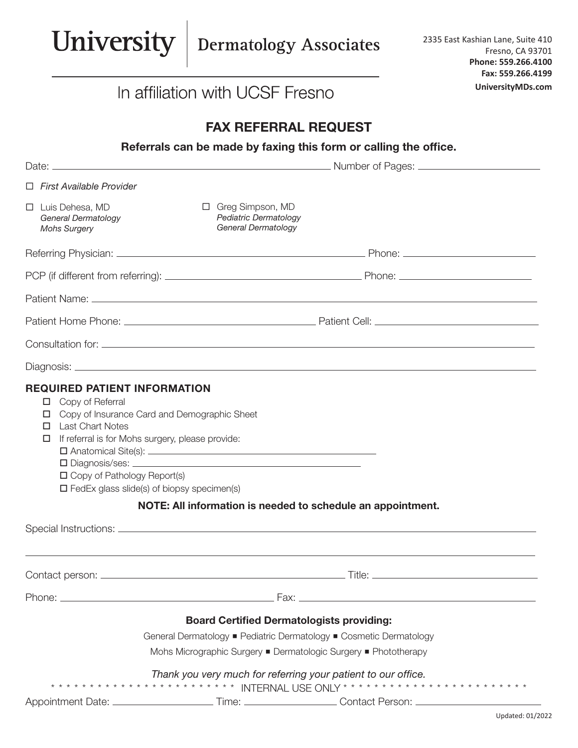# University | Dermatology Associates

2335 East Kashian Lane, Suite 410
Fresno, CA 93701
**Phone: 559.266.4100**
**Fax: 559.266.4199**
**UniversityMDs.com**

In affiliation with UCSF Fresno

## FAX REFERRAL REQUEST

**Referrals can be made by faxing this form or calling the office.**

Date: ______________________ Number of Pages: ______________________

☐ *First Available Provider*

☐ Luis Dehesa, MD
*General Dermatology*
*Mohs Surgery*

☐ Greg Simpson, MD
*Pediatric Dermatology*
*General Dermatology*

Referring Physician: ______________________ Phone: ______________________

PCP (if different from referring): ______________________ Phone: ______________________

Patient Name: ______________________

Patient Home Phone: ______________________ Patient Cell: ______________________

Consultation for: ______________________

Diagnosis: ______________________

### REQUIRED PATIENT INFORMATION

- ☐ Copy of Referral
- ☐ Copy of Insurance Card and Demographic Sheet
- ☐ Last Chart Notes
- ☐ If referral is for Mohs surgery, please provide:
  - ☐ Anatomical Site(s): ______________________
  - ☐ Diagnosis/ses: ______________________
  - ☐ Copy of Pathology Report(s)
  - ☐ FedEx glass slide(s) of biopsy specimen(s)

**NOTE: All information is needed to schedule an appointment.**

Special Instructions: ______________________

______________________

Contact person: ______________________ Title: ______________________

Phone: ______________________ Fax: ______________________

**Board Certified Dermatologists providing:**

General Dermatology ■ Pediatric Dermatology ■ Cosmetic Dermatology

Mohs Micrographic Surgery ■ Dermatologic Surgery ■ Phototherapy

*Thank you very much for referring your patient to our office.*

* * * * * * * * * * * * * * * * * * * * * * * * * INTERNAL USE ONLY * * * * * * * * * * * * * * * * * * * * * * * * *

Appointment Date: ______________________ Time: ______________________ Contact Person: ______________________

Updated: 01/2022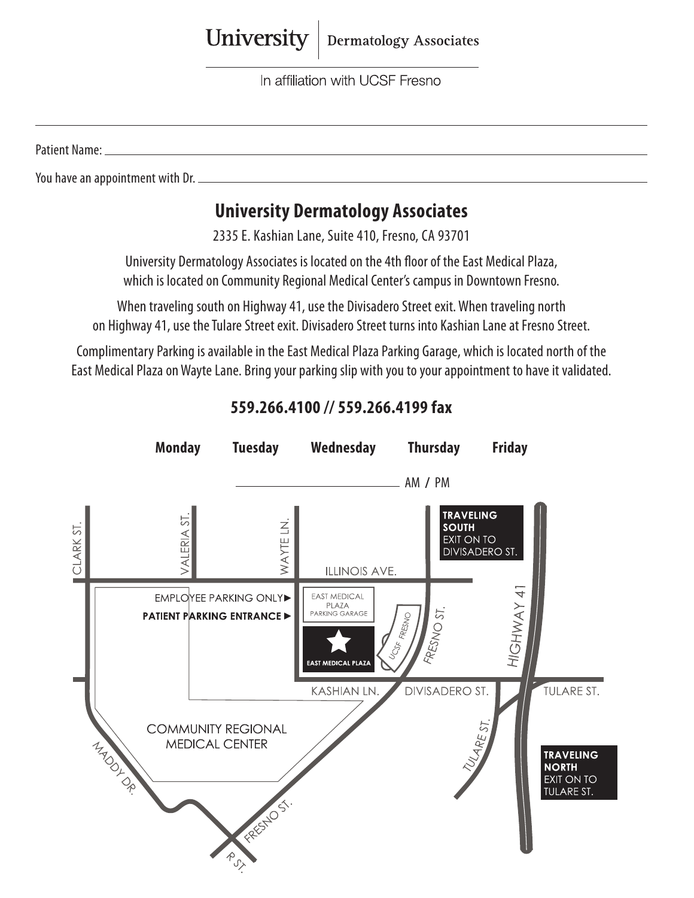University | Dermatology Associates

In affiliation with UCSF Fresno

Patient Name: ______________________________

You have an appointment with Dr. ______________________________

## University Dermatology Associates

2335 E. Kashian Lane, Suite 410, Fresno, CA 93701

University Dermatology Associates is located on the 4th floor of the East Medical Plaza, which is located on Community Regional Medical Center's campus in Downtown Fresno.

When traveling south on Highway 41, use the Divisadero Street exit. When traveling north on Highway 41, use the Tulare Street exit. Divisadero Street turns into Kashian Lane at Fresno Street.

Complimentary Parking is available in the East Medical Plaza Parking Garage, which is located north of the East Medical Plaza on Wayte Lane. Bring your parking slip with you to your appointment to have it validated.

**559.266.4100 // 559.266.4199 fax**

**Monday** **Tuesday** **Wednesday** **Thursday** **Friday**

______________________ AM / PM

CLARK ST.
VALERIA ST.
WAYTE LN.
ILLINOIS AVE.
TRAVELING SOUTH EXIT ON TO DIVISADERO ST.
EMPLOYEE PARKING ONLY ▶
PATIENT PARKING ENTRANCE ▶
EAST MEDICAL PLAZA PARKING GARAGE
EAST MEDICAL PLAZA
UCSF FRESNO
FRESNO ST.
HIGHWAY 41
KASHIAN LN.
DIVISADERO ST.
TULARE ST.
COMMUNITY REGIONAL MEDICAL CENTER
MADDY DR.
TULARE ST.
TRAVELING NORTH EXIT ON TO TULARE ST.
FRESNO ST.
R ST.